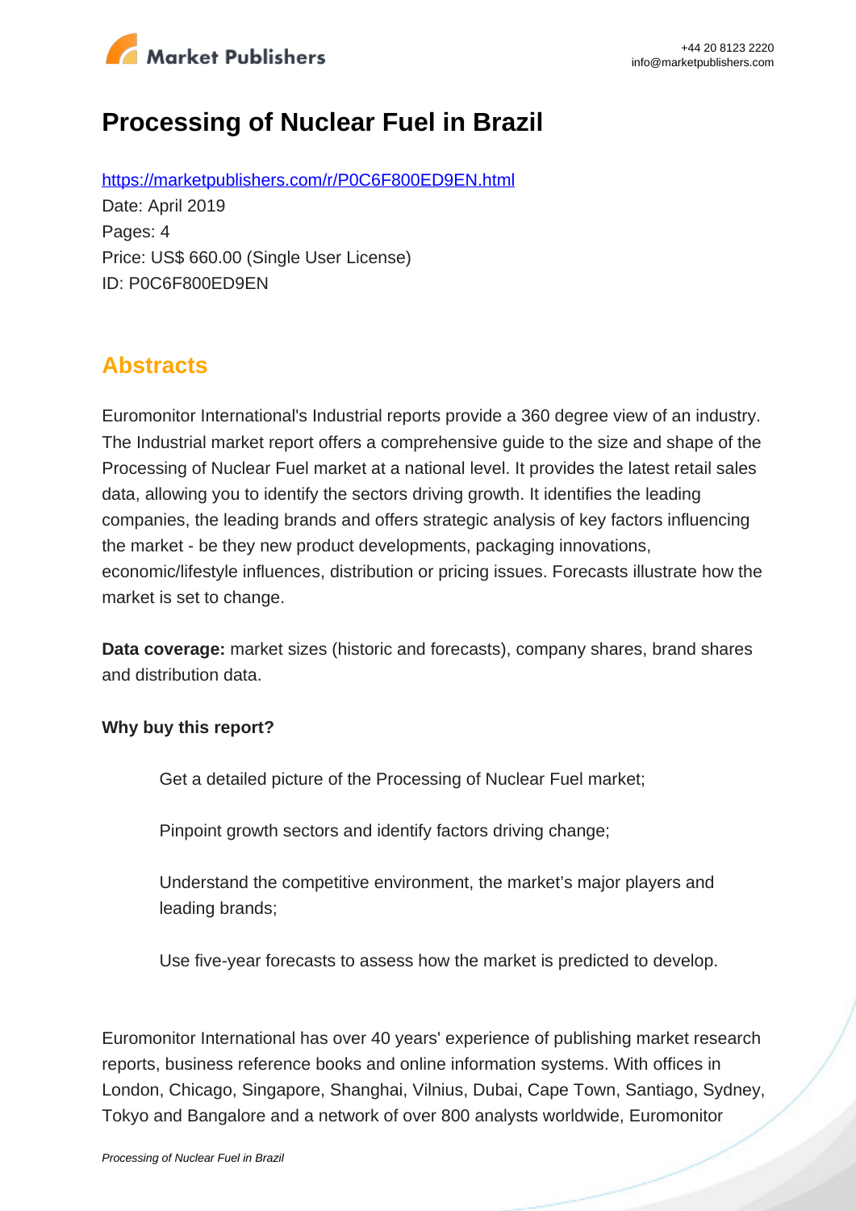# Processing of Nuclear Fuel in Brazil

https://marketpublishers.com/r/P0C6F800ED9EN.html

Date: April 2019

Pages: 4

Price: US$ 660.00 (Single User License)

ID: P0C6F800ED9EN

## Abstracts

Euromonitor International's Industrial reports provide a 360 degree view of an industry. The Industrial market report offers a comprehensive guide to the size and shape of the Processing of Nuclear Fuel market at a national level. It provides the latest retail sales data, allowing you to identify the sectors driving growth. It identifies the leading companies, the leading brands and offers strategic analysis of key factors influencing the market - be they new product developments, packaging innovations, economic/lifestyle influences, distribution or pricing issues. Forecasts illustrate how the market is set to change.

**Data coverage:** market sizes (historic and forecasts), company shares, brand shares and distribution data.

**Why buy this report?**

- Get a detailed picture of the Processing of Nuclear Fuel market;
- Pinpoint growth sectors and identify factors driving change;
- Understand the competitive environment, the market's major players and leading brands;
- Use five-year forecasts to assess how the market is predicted to develop.

Euromonitor International has over 40 years' experience of publishing market research reports, business reference books and online information systems. With offices in London, Chicago, Singapore, Shanghai, Vilnius, Dubai, Cape Town, Santiago, Sydney, Tokyo and Bangalore and a network of over 800 analysts worldwide, Euromonitor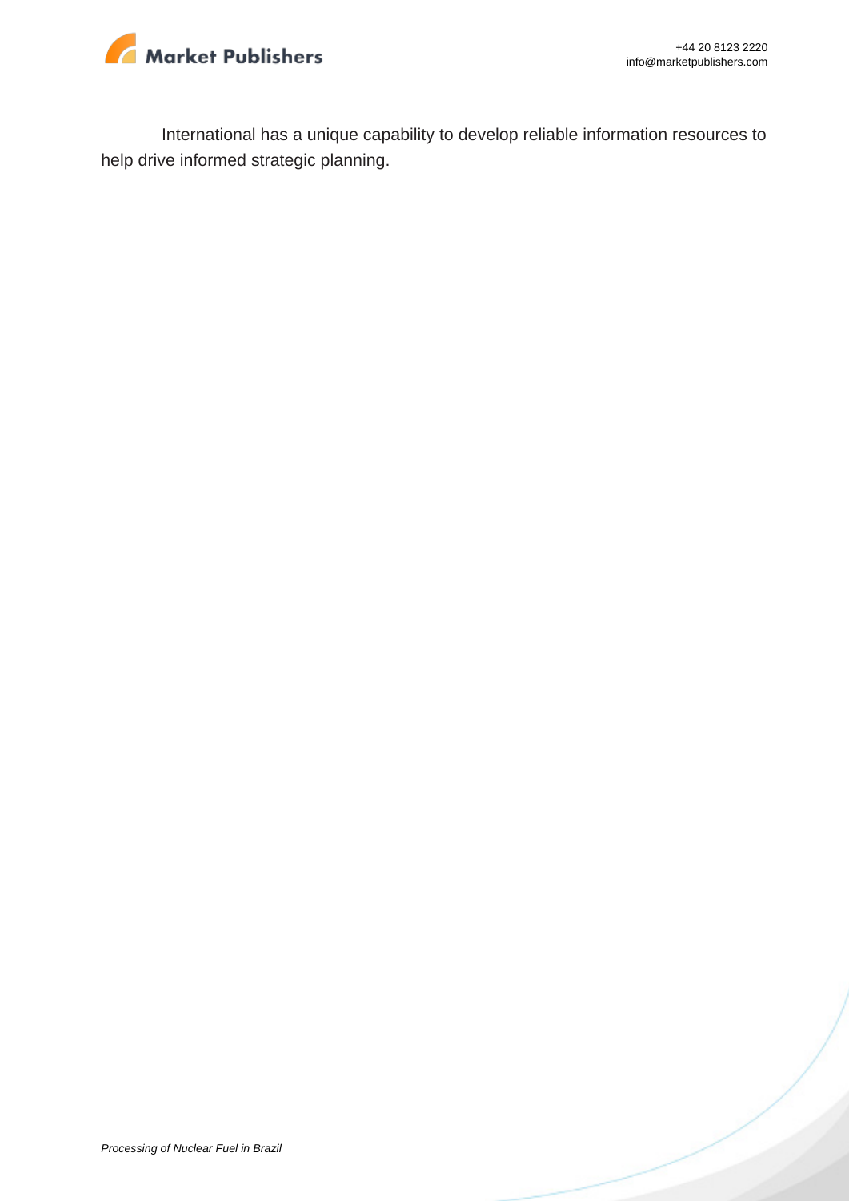International has a unique capability to develop reliable information resources to help drive informed strategic planning.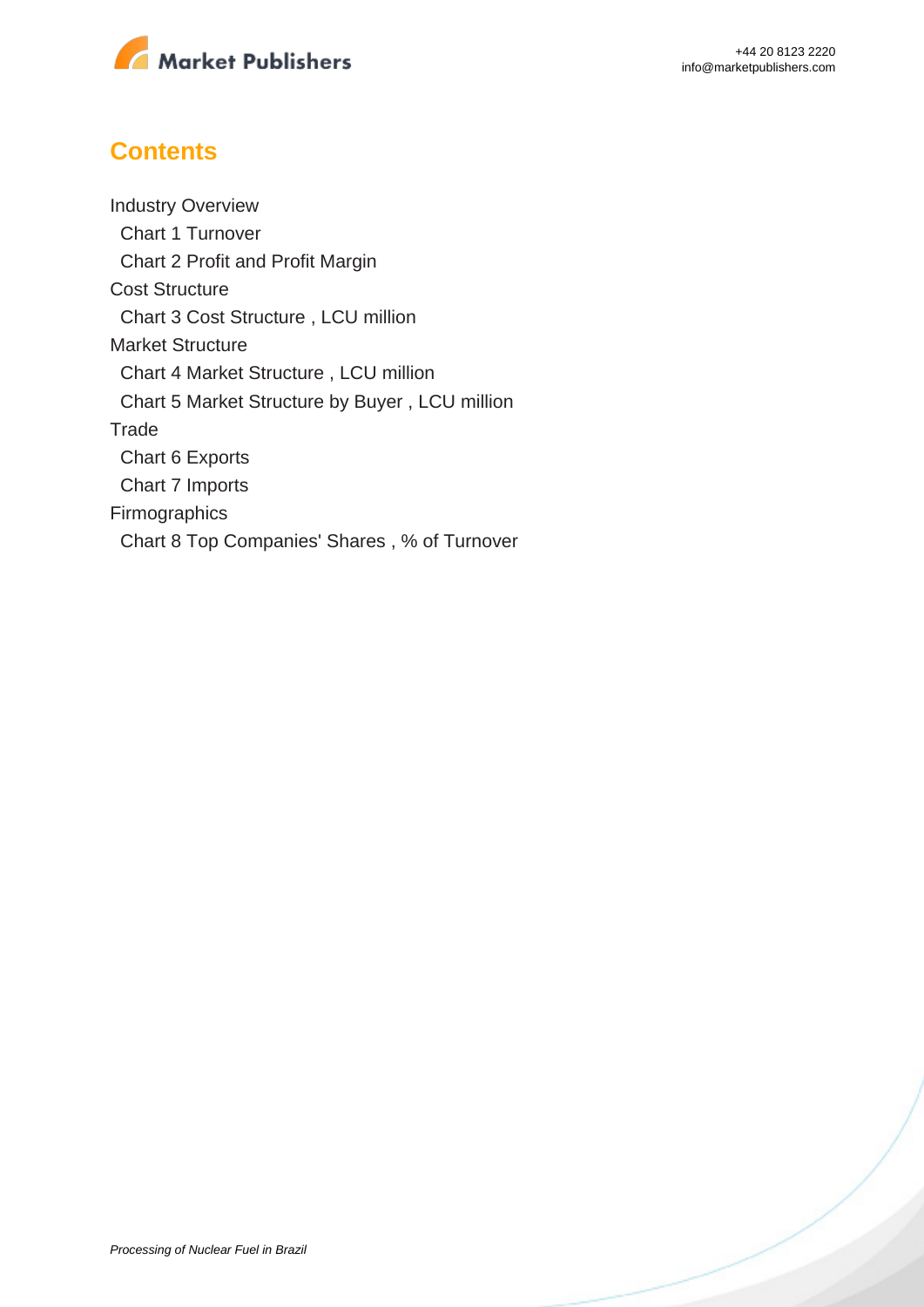## Contents

Industry Overview

- Chart 1 Turnover
- Chart 2 Profit and Profit Margin

Cost Structure

- Chart 3 Cost Structure , LCU million

Market Structure

- Chart 4 Market Structure , LCU million
- Chart 5 Market Structure by Buyer , LCU million

Trade

- Chart 6 Exports
- Chart 7 Imports

Firmographics

- Chart 8 Top Companies' Shares , % of Turnover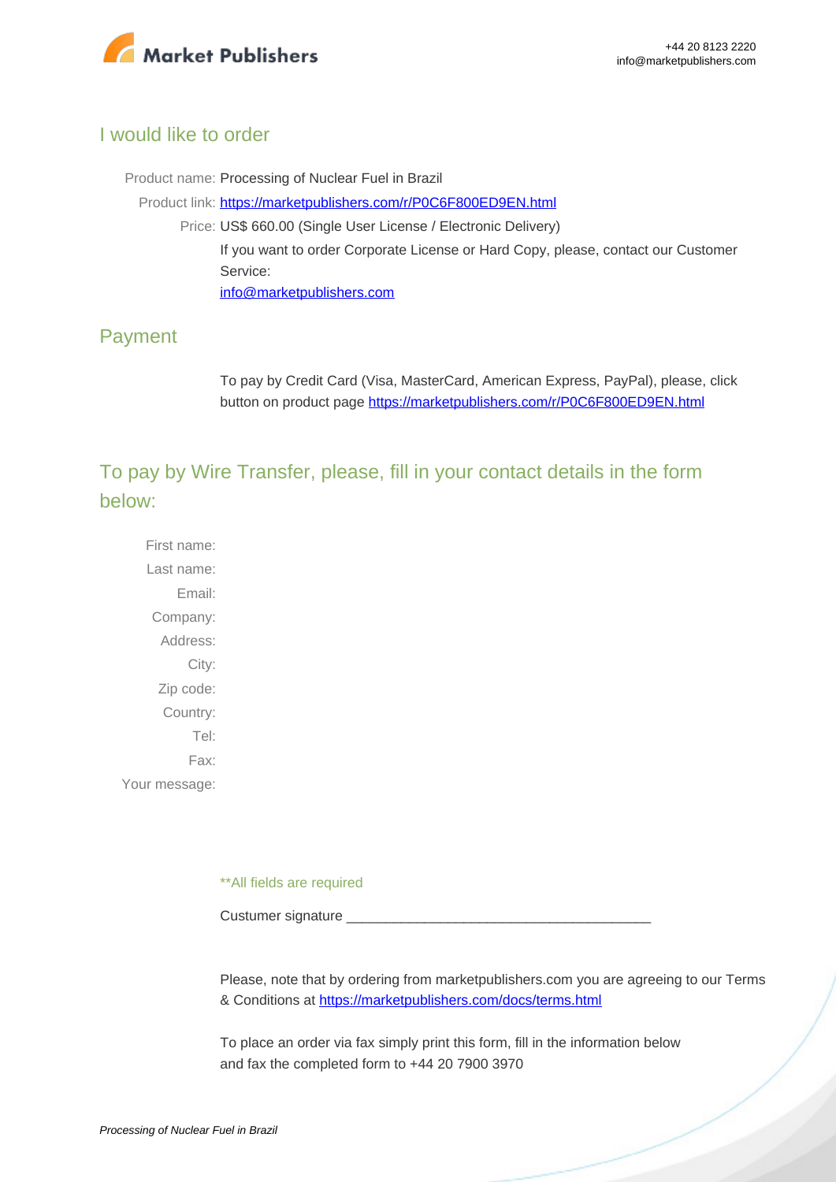## I would like to order

Product name: Processing of Nuclear Fuel in Brazil

Product link: [https://marketpublishers.com/r/P0C6F800ED9EN.html](https://marketpublishers.com/r/P0C6F800ED9EN.html)

Price: US$ 660.00 (Single User License / Electronic Delivery)

If you want to order Corporate License or Hard Copy, please, contact our Customer Service:

[info@marketpublishers.com](mailto:info@marketpublishers.com)

## Payment

To pay by Credit Card (Visa, MasterCard, American Express, PayPal), please, click button on product page [https://marketpublishers.com/r/P0C6F800ED9EN.html](https://marketpublishers.com/r/P0C6F800ED9EN.html)

## To pay by Wire Transfer, please, fill in your contact details in the form below:

First name:

Last name:

Email:

Company:

Address:

City:

Zip code:

Country:

Tel:

Fax:

Your message:

**All fields are required

Custumer signature _______________________________________

Please, note that by ordering from marketpublishers.com you are agreeing to our Terms & Conditions at [https://marketpublishers.com/docs/terms.html](https://marketpublishers.com/docs/terms.html)

To place an order via fax simply print this form, fill in the information below and fax the completed form to +44 20 7900 3970